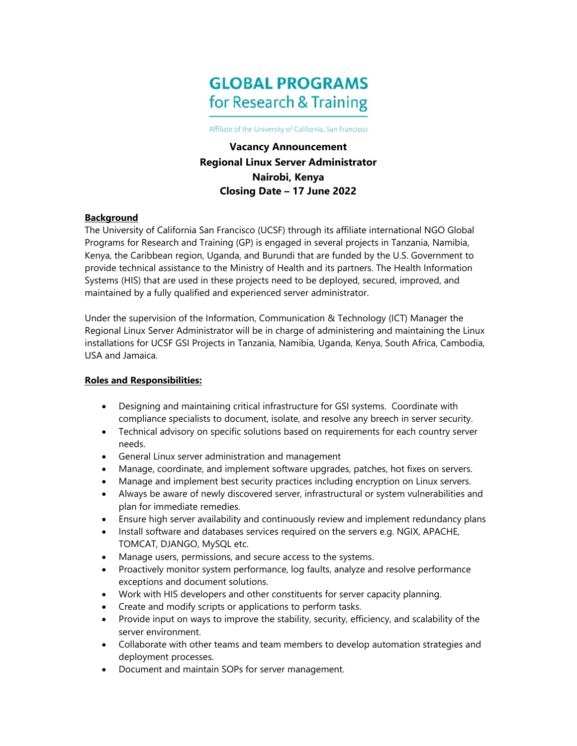**GLOBAL PROGRAMS**
**for Research & Training**

Affiliate of the University of California, San Francisco

# Vacancy Announcement
# Regional Linux Server Administrator
# Nairobi, Kenya
# Closing Date – 17 June 2022

## Background

The University of California San Francisco (UCSF) through its affiliate international NGO Global Programs for Research and Training (GP) is engaged in several projects in Tanzania, Namibia, Kenya, the Caribbean region, Uganda, and Burundi that are funded by the U.S. Government to provide technical assistance to the Ministry of Health and its partners. The Health Information Systems (HIS) that are used in these projects need to be deployed, secured, improved, and maintained by a fully qualified and experienced server administrator.

Under the supervision of the Information, Communication & Technology (ICT) Manager the Regional Linux Server Administrator will be in charge of administering and maintaining the Linux installations for UCSF GSI Projects in Tanzania, Namibia, Uganda, Kenya, South Africa, Cambodia, USA and Jamaica.

## Roles and Responsibilities:

- Designing and maintaining critical infrastructure for GSI systems. Coordinate with compliance specialists to document, isolate, and resolve any breech in server security.
- Technical advisory on specific solutions based on requirements for each country server needs.
- General Linux server administration and management
- Manage, coordinate, and implement software upgrades, patches, hot fixes on servers.
- Manage and implement best security practices including encryption on Linux servers.
- Always be aware of newly discovered server, infrastructural or system vulnerabilities and plan for immediate remedies.
- Ensure high server availability and continuously review and implement redundancy plans
- Install software and databases services required on the servers e.g. NGIX, APACHE, TOMCAT, DJANGO, MySQL etc.
- Manage users, permissions, and secure access to the systems.
- Proactively monitor system performance, log faults, analyze and resolve performance exceptions and document solutions.
- Work with HIS developers and other constituents for server capacity planning.
- Create and modify scripts or applications to perform tasks.
- Provide input on ways to improve the stability, security, efficiency, and scalability of the server environment.
- Collaborate with other teams and team members to develop automation strategies and deployment processes.
- Document and maintain SOPs for server management.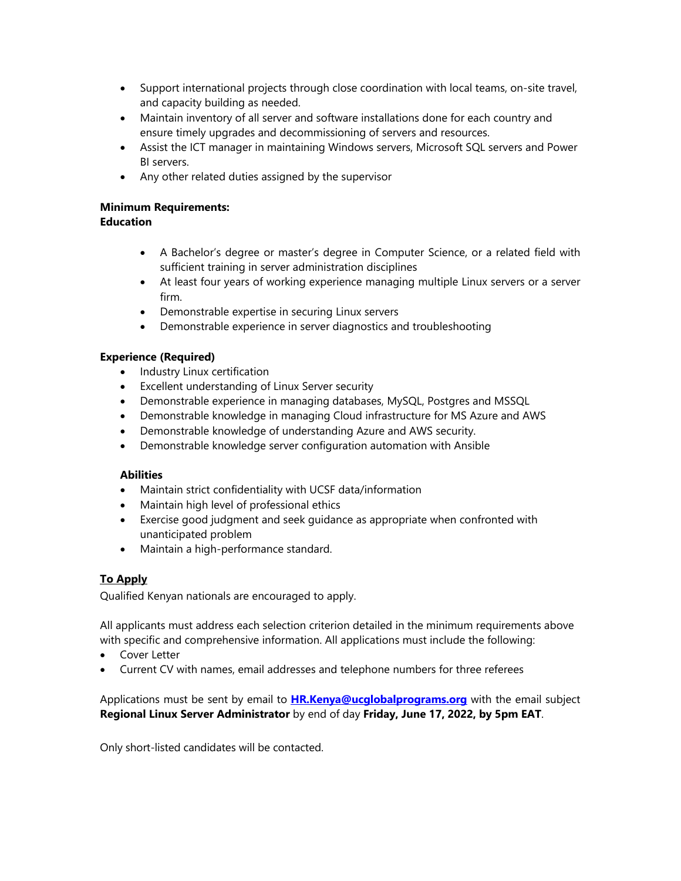- Support international projects through close coordination with local teams, on-site travel, and capacity building as needed.
- Maintain inventory of all server and software installations done for each country and ensure timely upgrades and decommissioning of servers and resources.
- Assist the ICT manager in maintaining Windows servers, Microsoft SQL servers and Power BI servers.
- Any other related duties assigned by the supervisor

**Minimum Requirements:**
**Education**

- A Bachelor's degree or master's degree in Computer Science, or a related field with sufficient training in server administration disciplines
- At least four years of working experience managing multiple Linux servers or a server firm.
- Demonstrable expertise in securing Linux servers
- Demonstrable experience in server diagnostics and troubleshooting

**Experience (Required)**

- Industry Linux certification
- Excellent understanding of Linux Server security
- Demonstrable experience in managing databases, MySQL, Postgres and MSSQL
- Demonstrable knowledge in managing Cloud infrastructure for MS Azure and AWS
- Demonstrable knowledge of understanding Azure and AWS security.
- Demonstrable knowledge server configuration automation with Ansible

**Abilities**

- Maintain strict confidentiality with UCSF data/information
- Maintain high level of professional ethics
- Exercise good judgment and seek guidance as appropriate when confronted with unanticipated problem
- Maintain a high-performance standard.

**To Apply**

Qualified Kenyan nationals are encouraged to apply.

All applicants must address each selection criterion detailed in the minimum requirements above with specific and comprehensive information. All applications must include the following:

- Cover Letter
- Current CV with names, email addresses and telephone numbers for three referees

Applications must be sent by email to **HR.Kenya@ucglobalprograms.org** with the email subject **Regional Linux Server Administrator** by end of day **Friday, June 17, 2022, by 5pm EAT**.

Only short-listed candidates will be contacted.